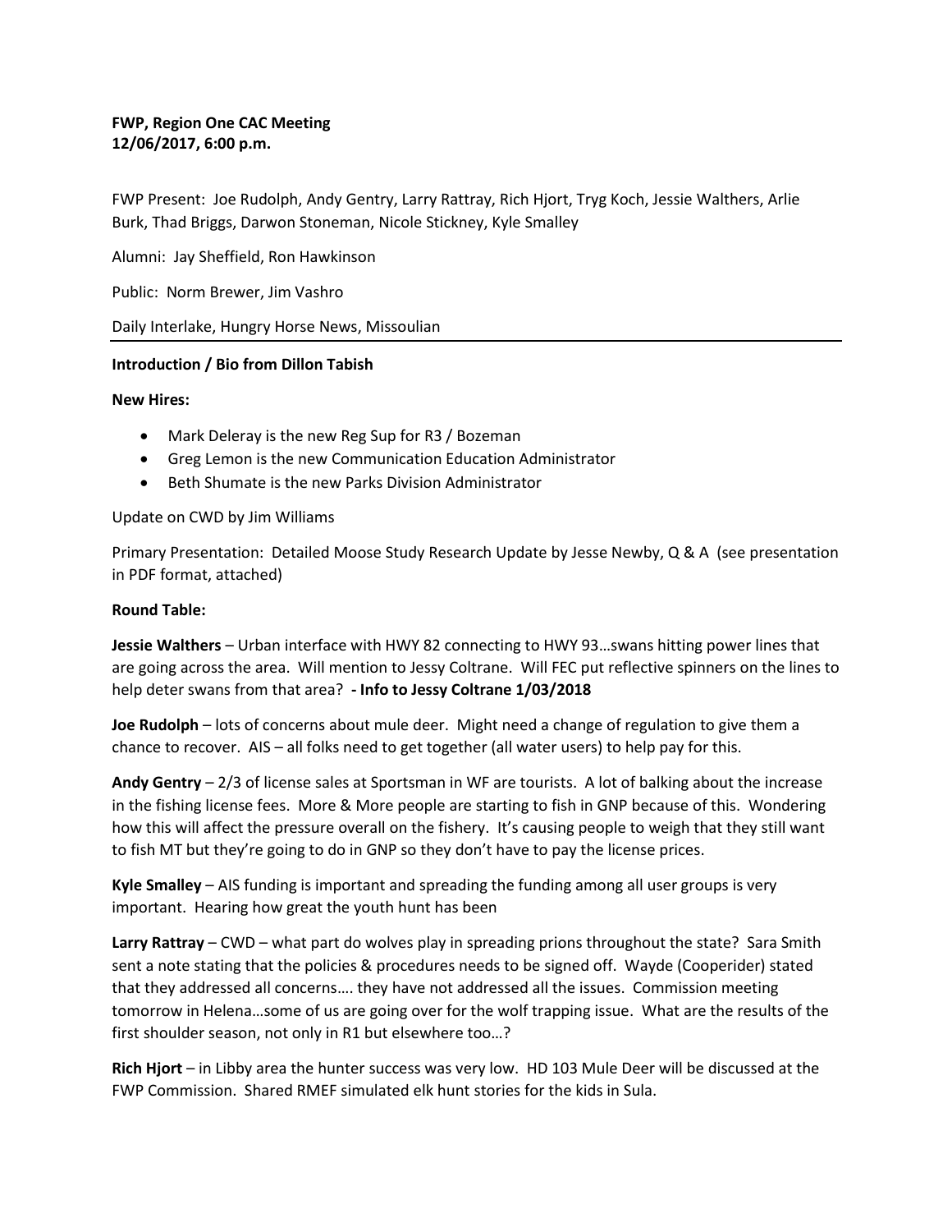**FWP, Region One CAC Meeting**
**12/06/2017, 6:00 p.m.**

FWP Present: Joe Rudolph, Andy Gentry, Larry Rattray, Rich Hjort, Tryg Koch, Jessie Walthers, Arlie Burk, Thad Briggs, Darwon Stoneman, Nicole Stickney, Kyle Smalley

Alumni: Jay Sheffield, Ron Hawkinson

Public: Norm Brewer, Jim Vashro

Daily Interlake, Hungry Horse News, Missoulian

---

**Introduction / Bio from Dillon Tabish**

**New Hires:**

- Mark Deleray is the new Reg Sup for R3 / Bozeman
- Greg Lemon is the new Communication Education Administrator
- Beth Shumate is the new Parks Division Administrator

Update on CWD by Jim Williams

Primary Presentation: Detailed Moose Study Research Update by Jesse Newby, Q & A (see presentation in PDF format, attached)

**Round Table:**

**Jessie Walthers** – Urban interface with HWY 82 connecting to HWY 93…swans hitting power lines that are going across the area. Will mention to Jessy Coltrane. Will FEC put reflective spinners on the lines to help deter swans from that area? **- Info to Jessy Coltrane 1/03/2018**

**Joe Rudolph** – lots of concerns about mule deer. Might need a change of regulation to give them a chance to recover. AIS – all folks need to get together (all water users) to help pay for this.

**Andy Gentry** – 2/3 of license sales at Sportsman in WF are tourists. A lot of balking about the increase in the fishing license fees. More & More people are starting to fish in GNP because of this. Wondering how this will affect the pressure overall on the fishery. It's causing people to weigh that they still want to fish MT but they're going to do in GNP so they don't have to pay the license prices.

**Kyle Smalley** – AIS funding is important and spreading the funding among all user groups is very important. Hearing how great the youth hunt has been

**Larry Rattray** – CWD – what part do wolves play in spreading prions throughout the state? Sara Smith sent a note stating that the policies & procedures needs to be signed off. Wayde (Cooperider) stated that they addressed all concerns…. they have not addressed all the issues. Commission meeting tomorrow in Helena…some of us are going over for the wolf trapping issue. What are the results of the first shoulder season, not only in R1 but elsewhere too…?

**Rich Hjort** – in Libby area the hunter success was very low. HD 103 Mule Deer will be discussed at the FWP Commission. Shared RMEF simulated elk hunt stories for the kids in Sula.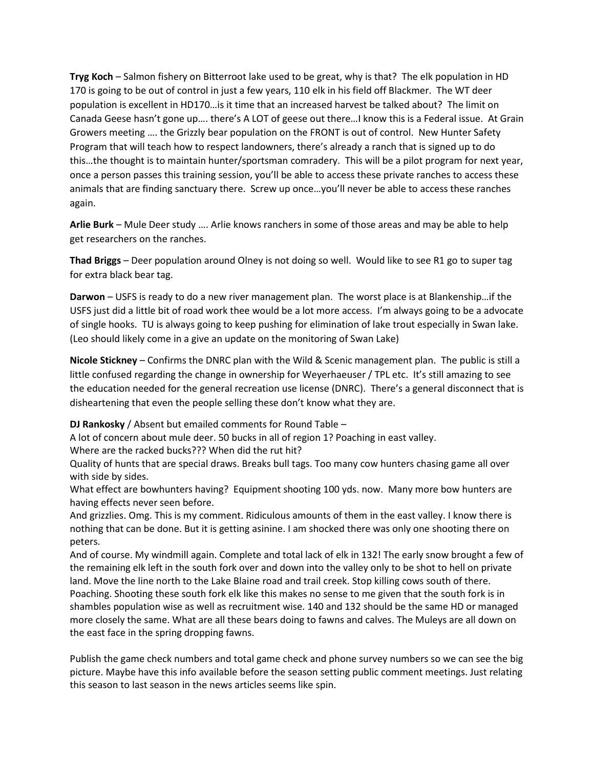**Tryg Koch** – Salmon fishery on Bitterroot lake used to be great, why is that? The elk population in HD 170 is going to be out of control in just a few years, 110 elk in his field off Blackmer. The WT deer population is excellent in HD170…is it time that an increased harvest be talked about? The limit on Canada Geese hasn't gone up…. there's A LOT of geese out there…I know this is a Federal issue. At Grain Growers meeting …. the Grizzly bear population on the FRONT is out of control. New Hunter Safety Program that will teach how to respect landowners, there's already a ranch that is signed up to do this…the thought is to maintain hunter/sportsman comradery. This will be a pilot program for next year, once a person passes this training session, you'll be able to access these private ranches to access these animals that are finding sanctuary there. Screw up once…you'll never be able to access these ranches again.

**Arlie Burk** – Mule Deer study …. Arlie knows ranchers in some of those areas and may be able to help get researchers on the ranches.

**Thad Briggs** – Deer population around Olney is not doing so well. Would like to see R1 go to super tag for extra black bear tag.

**Darwon** – USFS is ready to do a new river management plan. The worst place is at Blankenship…if the USFS just did a little bit of road work thee would be a lot more access. I'm always going to be a advocate of single hooks. TU is always going to keep pushing for elimination of lake trout especially in Swan lake. (Leo should likely come in a give an update on the monitoring of Swan Lake)

**Nicole Stickney** – Confirms the DNRC plan with the Wild & Scenic management plan. The public is still a little confused regarding the change in ownership for Weyerhaeuser / TPL etc. It's still amazing to see the education needed for the general recreation use license (DNRC). There's a general disconnect that is disheartening that even the people selling these don't know what they are.

**DJ Rankosky** / Absent but emailed comments for Round Table –
A lot of concern about mule deer. 50 bucks in all of region 1? Poaching in east valley.
Where are the racked bucks??? When did the rut hit?
Quality of hunts that are special draws. Breaks bull tags. Too many cow hunters chasing game all over with side by sides.
What effect are bowhunters having? Equipment shooting 100 yds. now. Many more bow hunters are having effects never seen before.
And grizzlies. Omg. This is my comment. Ridiculous amounts of them in the east valley. I know there is nothing that can be done. But it is getting asinine. I am shocked there was only one shooting there on peters.
And of course. My windmill again. Complete and total lack of elk in 132! The early snow brought a few of the remaining elk left in the south fork over and down into the valley only to be shot to hell on private land. Move the line north to the Lake Blaine road and trail creek. Stop killing cows south of there. Poaching. Shooting these south fork elk like this makes no sense to me given that the south fork is in shambles population wise as well as recruitment wise. 140 and 132 should be the same HD or managed more closely the same. What are all these bears doing to fawns and calves. The Muleys are all down on the east face in the spring dropping fawns.

Publish the game check numbers and total game check and phone survey numbers so we can see the big picture. Maybe have this info available before the season setting public comment meetings. Just relating this season to last season in the news articles seems like spin.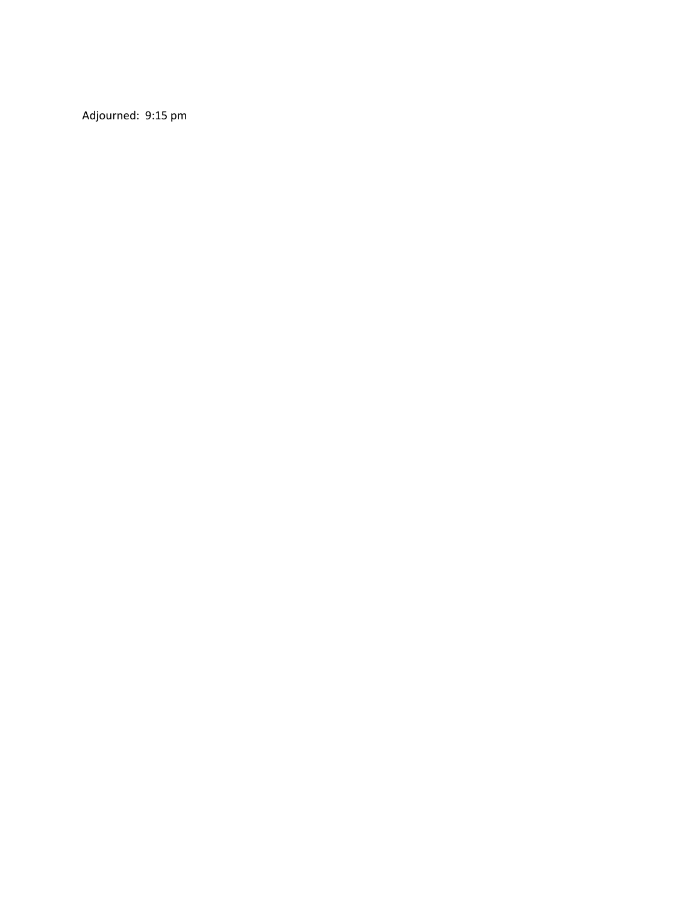Adjourned:  9:15 pm